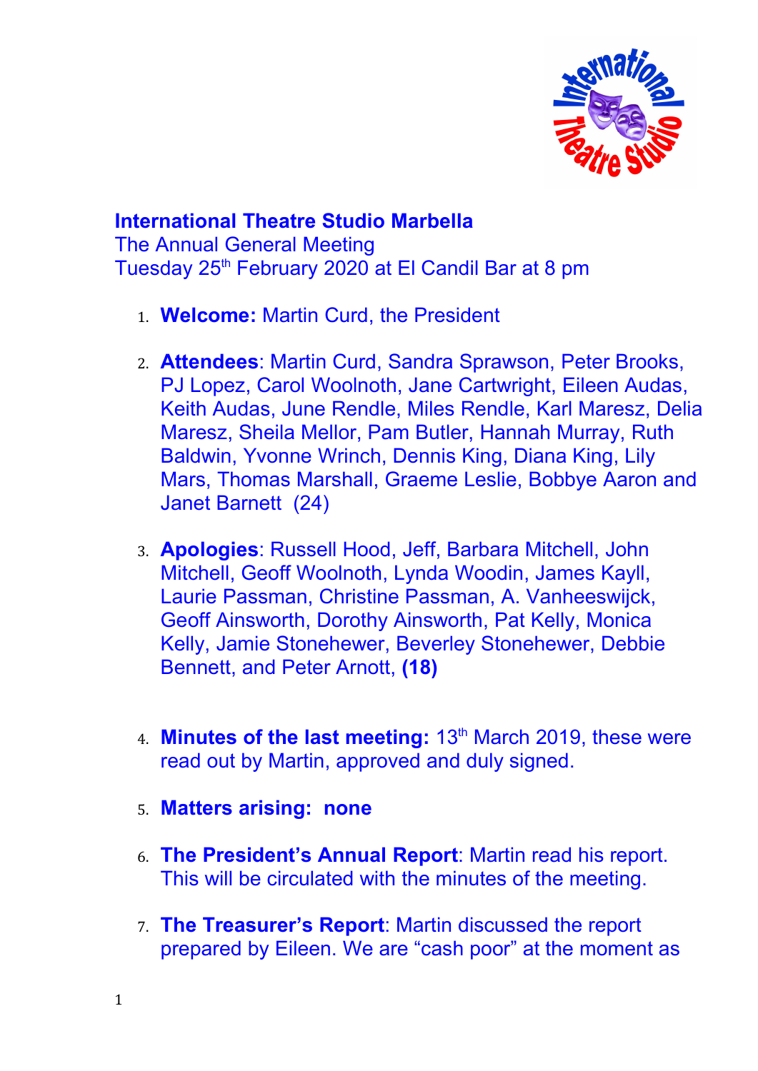**International Theatre Studio Marbella**

The Annual General Meeting

Tuesday 25th February 2020 at El Candil Bar at 8 pm

1. **Welcome:** Martin Curd, the President

2. **Attendees**: Martin Curd, Sandra Sprawson, Peter Brooks, PJ Lopez, Carol Woolnoth, Jane Cartwright, Eileen Audas, Keith Audas, June Rendle, Miles Rendle, Karl Maresz, Delia Maresz, Sheila Mellor, Pam Butler, Hannah Murray, Ruth Baldwin, Yvonne Wrinch, Dennis King, Diana King, Lily Mars, Thomas Marshall, Graeme Leslie, Bobbye Aaron and Janet Barnett (24)

3. **Apologies**: Russell Hood, Jeff, Barbara Mitchell, John Mitchell, Geoff Woolnoth, Lynda Woodin, James Kayll, Laurie Passman, Christine Passman, A. Vanheeswijck, Geoff Ainsworth, Dorothy Ainsworth, Pat Kelly, Monica Kelly, Jamie Stonehewer, Beverley Stonehewer, Debbie Bennett, and Peter Arnott, **(18)**

4. **Minutes of the last meeting:** 13th March 2019, these were read out by Martin, approved and duly signed.

5. **Matters arising: none**

6. **The President's Annual Report**: Martin read his report. This will be circulated with the minutes of the meeting.

7. **The Treasurer's Report**: Martin discussed the report prepared by Eileen. We are "cash poor" at the moment as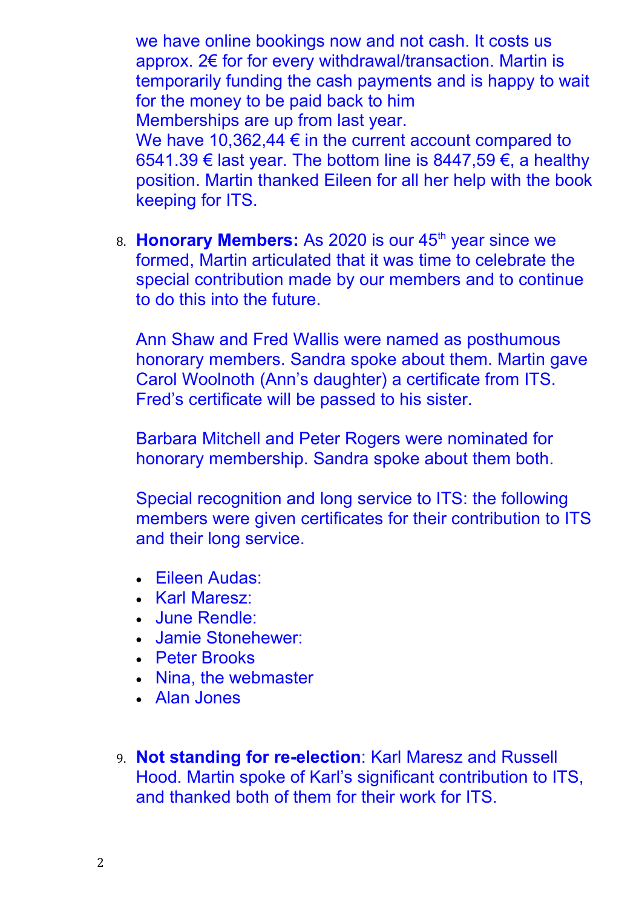we have online bookings now and not cash. It costs us approx. 2€ for for every withdrawal/transaction. Martin is temporarily funding the cash payments and is happy to wait for the money to be paid back to him
Memberships are up from last year.
We have 10,362,44 € in the current account compared to 6541.39 € last year. The bottom line is 8447,59 €, a healthy position. Martin thanked Eileen for all her help with the book keeping for ITS.

8. **Honorary Members:** As 2020 is our 45th year since we formed, Martin articulated that it was time to celebrate the special contribution made by our members and to continue to do this into the future.

   Ann Shaw and Fred Wallis were named as posthumous honorary members. Sandra spoke about them. Martin gave Carol Woolnoth (Ann's daughter) a certificate from ITS. Fred's certificate will be passed to his sister.

   Barbara Mitchell and Peter Rogers were nominated for honorary membership. Sandra spoke about them both.

   Special recognition and long service to ITS: the following members were given certificates for their contribution to ITS and their long service.

   - Eileen Audas:
   - Karl Maresz:
   - June Rendle:
   - Jamie Stonehewer:
   - Peter Brooks
   - Nina, the webmaster
   - Alan Jones

9. **Not standing for re-election**: Karl Maresz and Russell Hood. Martin spoke of Karl's significant contribution to ITS, and thanked both of them for their work for ITS.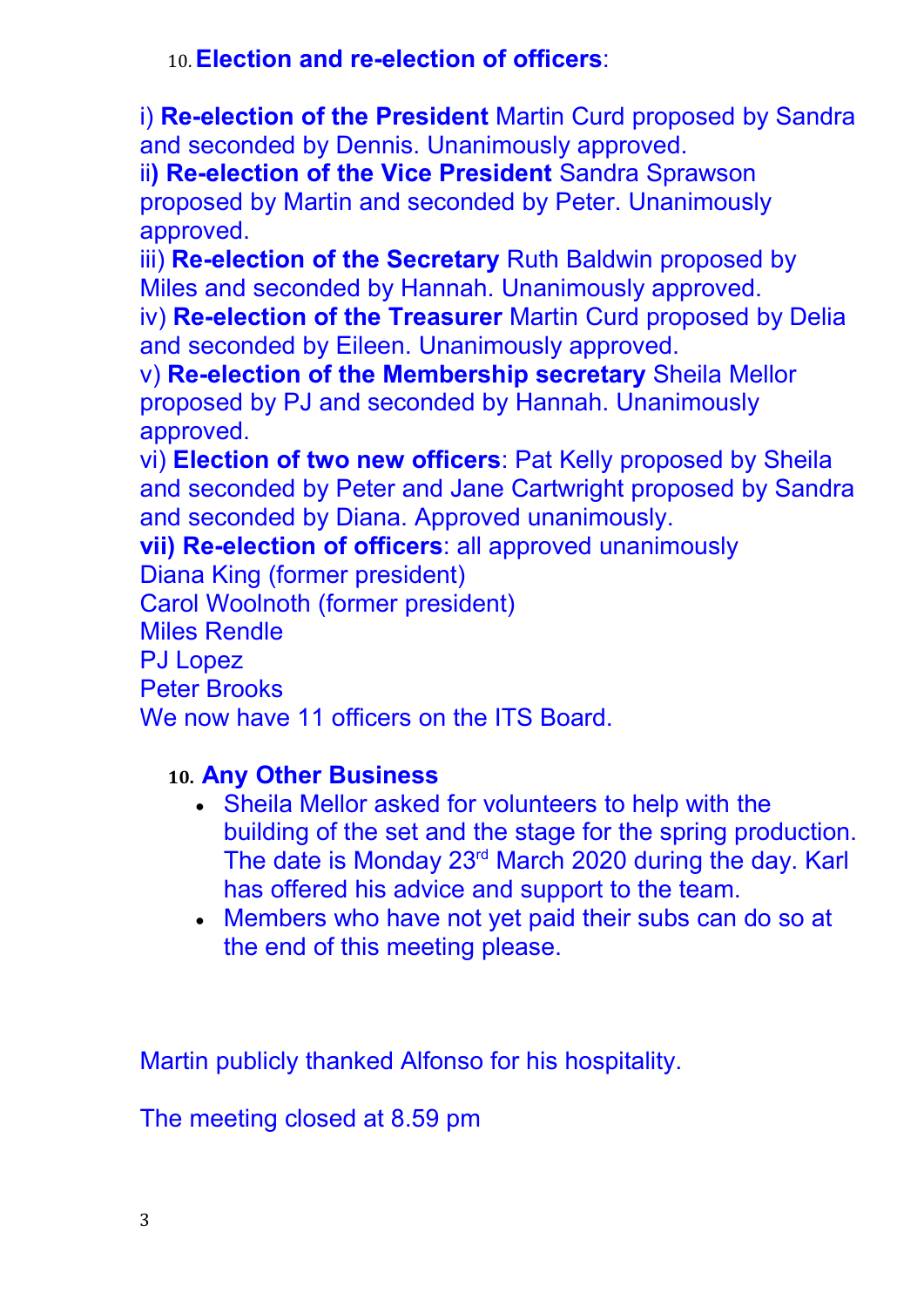10. **Election and re-election of officers**:

i) **Re-election of the President** Martin Curd proposed by Sandra and seconded by Dennis. Unanimously approved.
ii**) Re-election of the Vice President** Sandra Sprawson proposed by Martin and seconded by Peter. Unanimously approved.
iii) **Re-election of the Secretary** Ruth Baldwin proposed by Miles and seconded by Hannah. Unanimously approved.
iv) **Re-election of the Treasurer** Martin Curd proposed by Delia and seconded by Eileen. Unanimously approved.
v) **Re-election of the Membership secretary** Sheila Mellor proposed by PJ and seconded by Hannah. Unanimously approved.
vi) **Election of two new officers**: Pat Kelly proposed by Sheila and seconded by Peter and Jane Cartwright proposed by Sandra and seconded by Diana. Approved unanimously.
**vii) Re-election of officers**: all approved unanimously
Diana King (former president)
Carol Woolnoth (former president)
Miles Rendle
PJ Lopez
Peter Brooks
We now have 11 officers on the ITS Board.

10. **Any Other Business**

- Sheila Mellor asked for volunteers to help with the building of the set and the stage for the spring production. The date is Monday 23rd March 2020 during the day. Karl has offered his advice and support to the team.
- Members who have not yet paid their subs can do so at the end of this meeting please.

Martin publicly thanked Alfonso for his hospitality.

The meeting closed at 8.59 pm